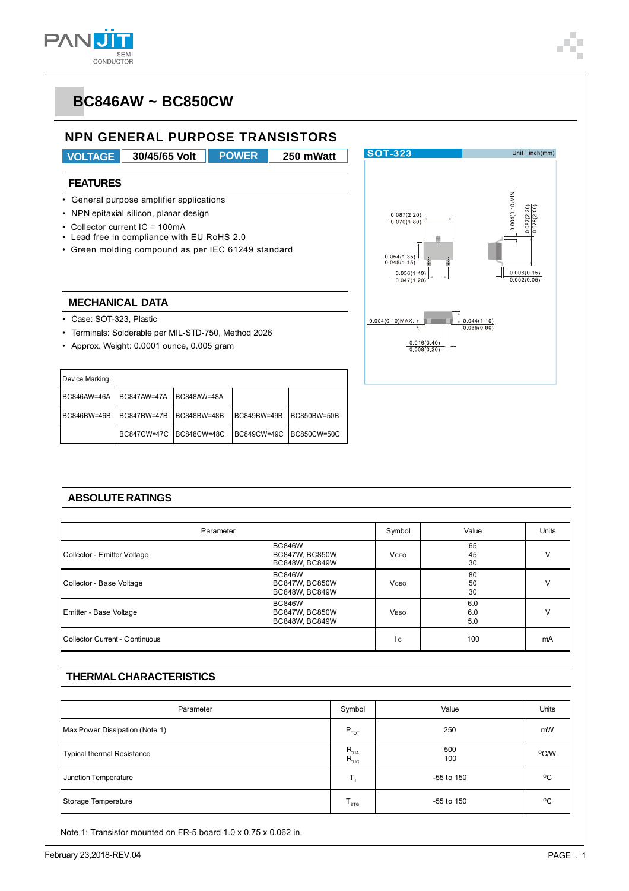# BC846AW ~ BC850CW

## NPN GENERAL PURPOSE TRANSISTORS

| VOLTAGE | 30/45/65 Volt | POWER | 250 mWatt |
|---|---|---|---|

### FEATURES

- General purpose amplifier applications
- NPN epitaxial silicon, planar design
- Collector current IC = 100mA
- Lead free in compliance with EU RoHS 2.0
- Green molding compound as per IEC 61249 standard

### MECHANICAL DATA

- Case: SOT-323, Plastic
- Terminals: Solderable per MIL-STD-750, Method 2026
- Approx. Weight: 0.0001 ounce, 0.005 gram

| Device Marking: | | | | |
|---|---|---|---|---|
| BC846AW=46A | BC847AW=47A | BC848AW=48A | | |
| BC846BW=46B | BC847BW=47B | BC848BW=48B | BC849BW=49B | BC850BW=50B |
| | BC847CW=47C | BC848CW=48C | BC849CW=49C | BC850CW=50C |

SOT-323 Unit : inch(mm)

0.087(2.20) 0.070(1.80); 0.054(1.35) 0.045(1.15); 0.056(1.40) 0.047(1.20); 0.004(0.10)MIN.; 0.087(2.20) 0.078(2.00); 0.006(0.15) 0.002(0.05); 0.004(0.10)MAX.; 0.044(1.10) 0.035(0.90); 0.016(0.40) 0.008(0.20)

### ABSOLUTE RATINGS

| Parameter | | Symbol | Value | Units |
|---|---|---|---|---|
| Collector - Emitter Voltage | BC846W<br>BC847W, BC850W<br>BC848W, BC849W | $V_{CEO}$ | 65<br>45<br>30 | V |
| Collector - Base Voltage | BC846W<br>BC847W, BC850W<br>BC848W, BC849W | $V_{CBO}$ | 80<br>50<br>30 | V |
| Emitter - Base Voltage | BC846W<br>BC847W, BC850W<br>BC848W, BC849W | $V_{EBO}$ | 6.0<br>6.0<br>5.0 | V |
| Collector Current - Continuous | | $I_C$ | 100 | mA |

### THERMAL CHARACTERISTICS

| Parameter | Symbol | Value | Units |
|---|---|---|---|
| Max Power Dissipation (Note 1) | $P_{TOT}$ | 250 | mW |
| Typical thermal Resistance | $R_{θJA}$<br>$R_{θJC}$ | 500<br>100 | °C/W |
| Junction Temperature | $T_J$ | -55 to 150 | °C |
| Storage Temperature | $T_{STG}$ | -55 to 150 | °C |

Note 1: Transistor mounted on FR-5 board 1.0 x 0.75 x 0.062 in.

February 23,2018-REV.04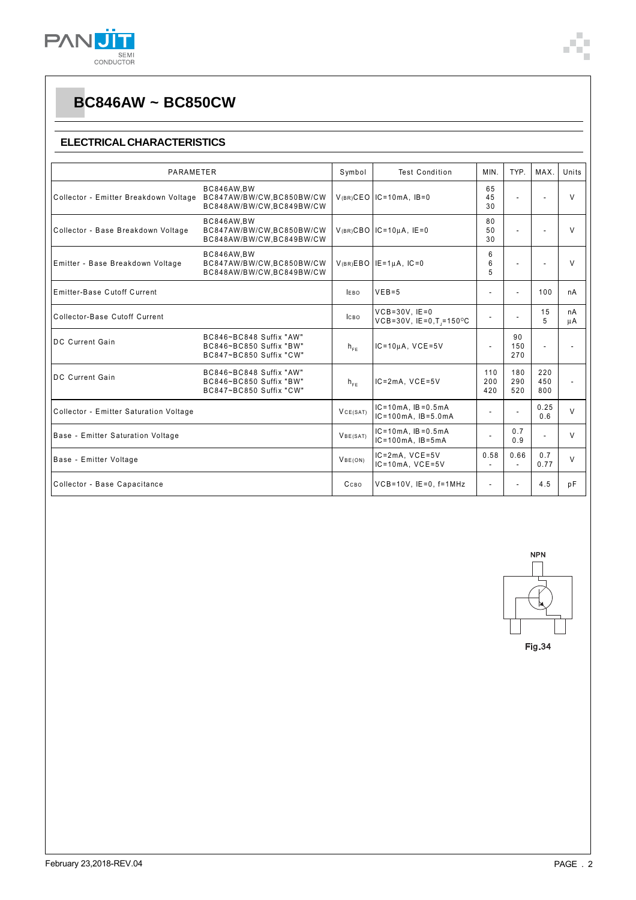# BC846AW ~ BC850CW

## ELECTRICAL CHARACTERISTICS

| PARAMETER | | Symbol | Test Condition | MIN. | TYP. | MAX. | Units |
|---|---|---|---|---|---|---|---|
| Collector - Emitter Breakdown Voltage | BC846AW,BW<br>BC847AW/BW/CW,BC850BW/CW<br>BC848AW/BW/CW,BC849BW/CW | $V_{(BR)CEO}$ | IC=10mA, IB=0 | 65<br>45<br>30 | - | - | V |
| Collector - Base Breakdown Voltage | BC846AW,BW<br>BC847AW/BW/CW,BC850BW/CW<br>BC848AW/BW/CW,BC849BW/CW | $V_{(BR)CBO}$ | IC=10μA, IE=0 | 80<br>50<br>30 | - | - | V |
| Emitter - Base Breakdown Voltage | BC846AW,BW<br>BC847AW/BW/CW,BC850BW/CW<br>BC848AW/BW/CW,BC849BW/CW | $V_{(BR)EBO}$ | IE=1μA, IC=0 | 6<br>6<br>5 | - | - | V |
| Emitter-Base Cutoff Current | | $I_{EBO}$ | VEB=5 | - | - | 100 | nA |
| Collector-Base Cutoff Current | | $I_{CBO}$ | VCB=30V, IE=0<br>VCB=30V, IE=0,$T_J$=150°C | - | - | 15<br>5 | nA<br>μA |
| DC Current Gain | BC846~BC848 Suffix "AW"<br>BC846~BC850 Suffix "BW"<br>BC847~BC850 Suffix "CW" | $h_{FE}$ | IC=10μA, VCE=5V | - | 90<br>150<br>270 | - | - |
| DC Current Gain | BC846~BC848 Suffix "AW"<br>BC846~BC850 Suffix "BW"<br>BC847~BC850 Suffix "CW" | $h_{FE}$ | IC=2mA, VCE=5V | 110<br>200<br>420 | 180<br>290<br>520 | 220<br>450<br>800 | - |
| Collector - Emitter Saturation Voltage | | $V_{CE(SAT)}$ | IC=10mA, IB=0.5mA<br>IC=100mA, IB=5.0mA | - | - | 0.25<br>0.6 | V |
| Base - Emitter Saturation Voltage | | $V_{BE(SAT)}$ | IC=10mA, IB=0.5mA<br>IC=100mA, IB=5mA | - | 0.7<br>0.9 | - | V |
| Base - Emitter Voltage | | $V_{BE(ON)}$ | IC=2mA, VCE=5V<br>IC=10mA, VCE=5V | 0.58<br>- | 0.66<br>- | 0.7<br>0.77 | V |
| Collector - Base Capacitance | | $C_{CBO}$ | VCB=10V, IE=0, f=1MHz | - | - | 4.5 | pF |

NPN

Fig.34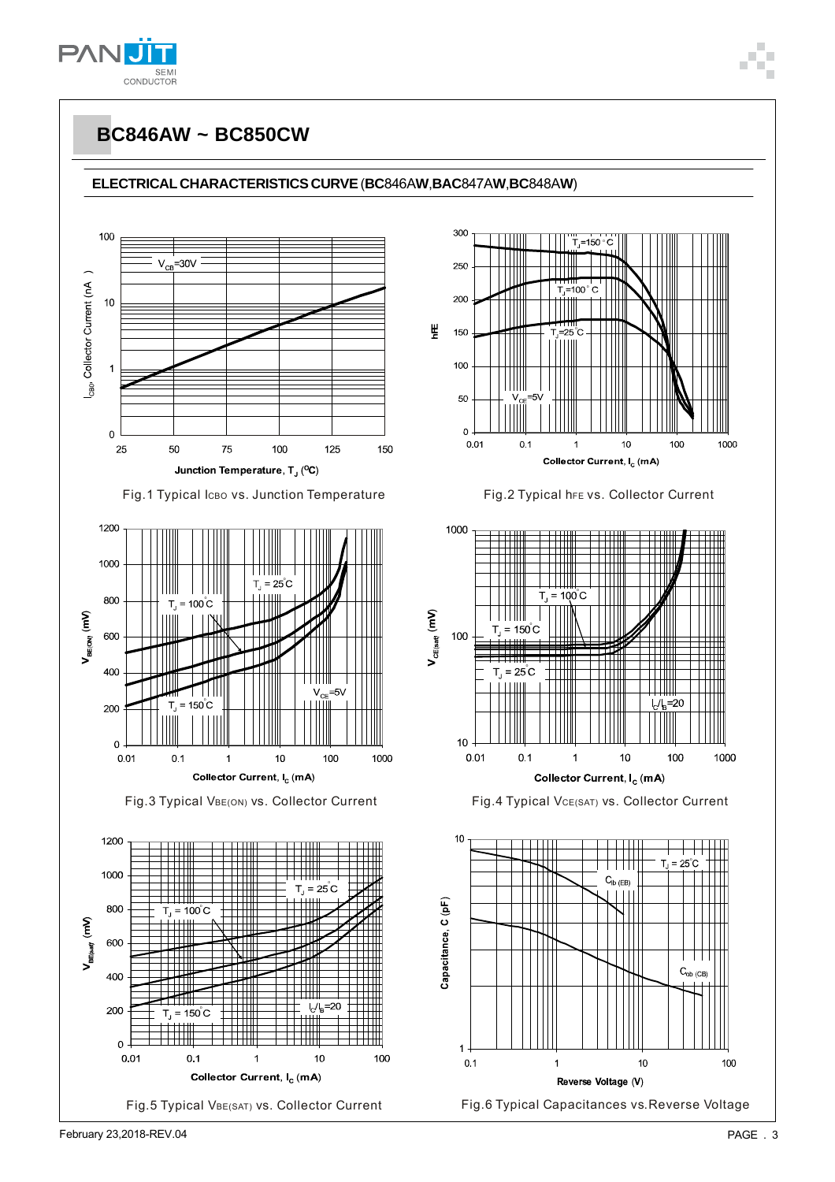# BC846AW ~ BC850CW

## ELECTRICAL CHARACTERISTICS CURVE (BC846AW,BAC847AW,BC848AW)

Fig.1 Typical ICBO vs. Junction Temperature

Fig.2 Typical hFE vs. Collector Current

Fig.3 Typical VBE(ON) vs. Collector Current

Fig.4 Typical VCE(SAT) vs. Collector Current

Fig.5 Typical VBE(SAT) vs. Collector Current

Fig.6 Typical Capacitances vs.Reverse Voltage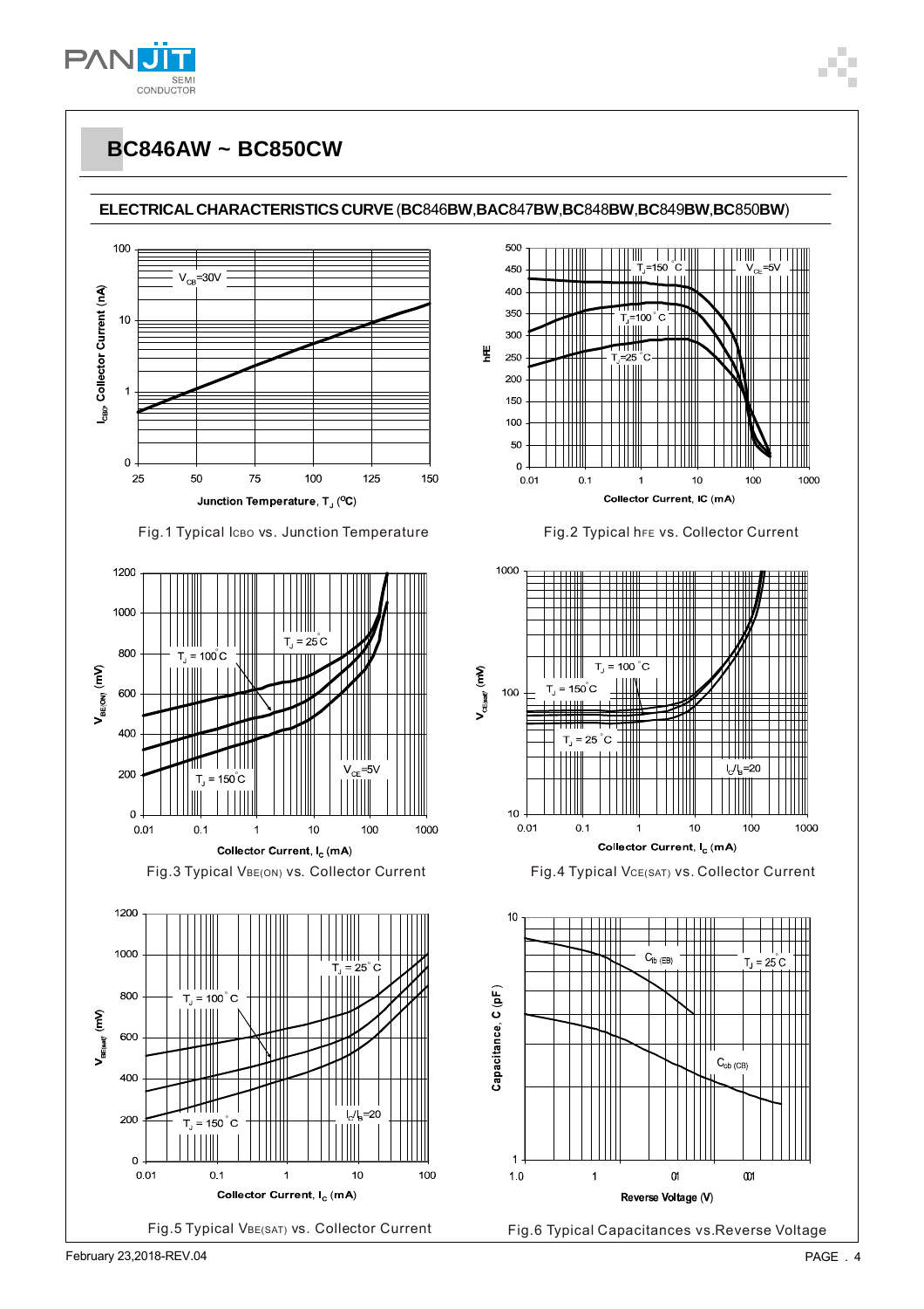## BC846AW ~ BC850CW

### ELECTRICAL CHARACTERISTICS CURVE (BC846BW,BAC847BW,BC848BW,BC849BW,BC850BW)

Fig.1 Typical ICBO vs. Junction Temperature

Fig.2 Typical hFE vs. Collector Current

Fig.3 Typical VBE(ON) vs. Collector Current

Fig.4 Typical VCE(SAT) vs. Collector Current

Fig.5 Typical VBE(SAT) vs. Collector Current

Fig.6 Typical Capacitances vs.Reverse Voltage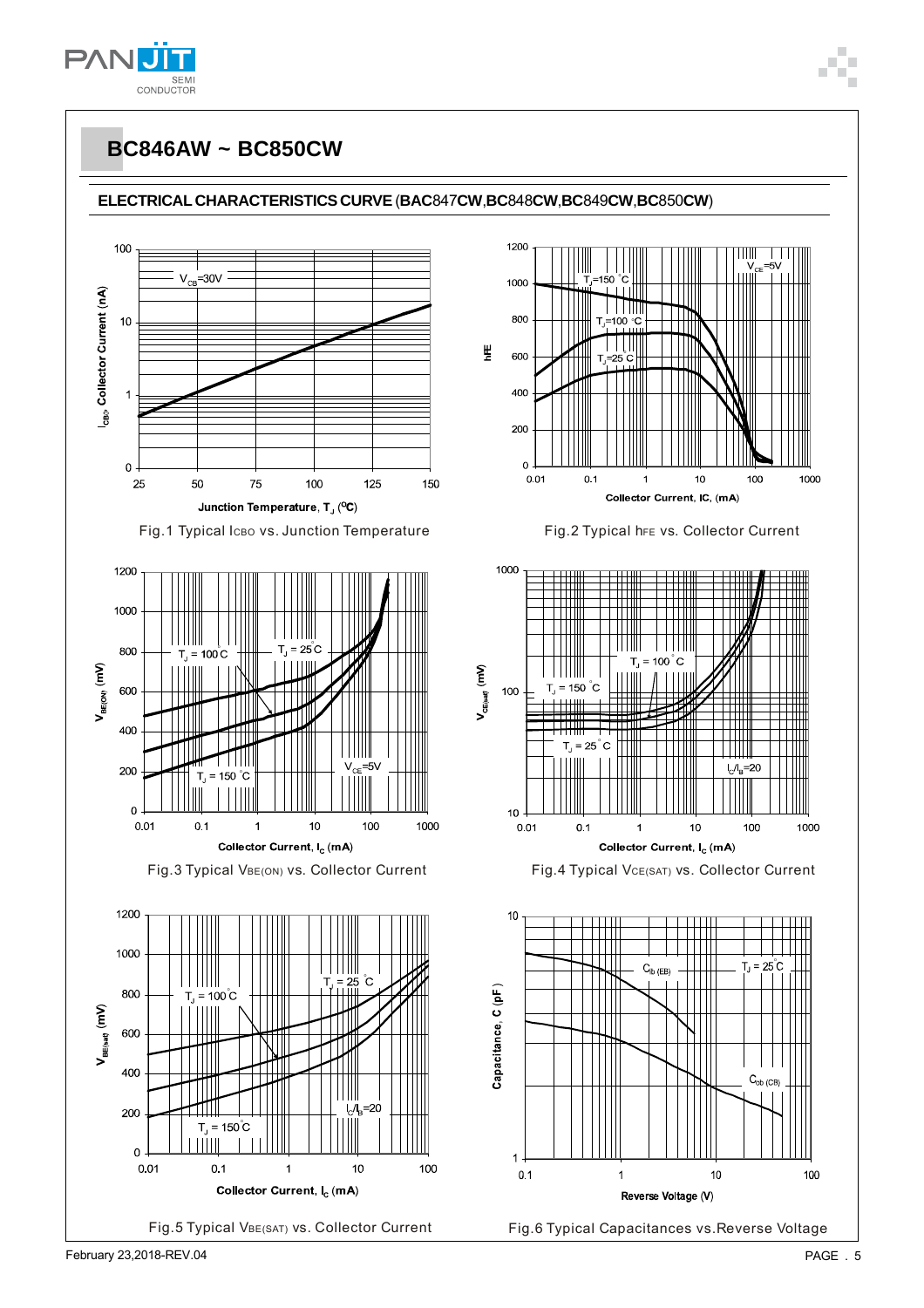# BC846AW ~ BC850CW

## ELECTRICAL CHARACTERISTICS CURVE (BAC847CW,BC848CW,BC849CW,BC850CW)

$V_{CB}$=30V

$I_{CBO}$, Collector Current (nA)

Junction Temperature, $T_J$ (°C)

Fig.1 Typical $I_{CBO}$ vs. Junction Temperature

$V_{CE}$=5V

$T_J$=150 °C

$T_J$=100 °C

$T_J$=25 °C

hFE

Collector Current, IC, (mA)

Fig.2 Typical $h_{FE}$ vs. Collector Current

$T_J$ = 100 C

$T_J$ = 25 C

$T_J$ = 150 °C

$V_{CE}$=5V

$V_{BE(ON)}$ (mV)

Collector Current, $I_C$ (mA)

Fig.3 Typical $V_{BE(ON)}$ vs. Collector Current

$T_J$ = 100 °C

$T_J$ = 150 °C

$T_J$ = 25 °C

$I_C/I_B$=20

$V_{CE(sat)}$ (mV)

Collector Current, $I_C$ (mA)

Fig.4 Typical $V_{CE(SAT)}$ vs. Collector Current

$T_J$ = 25 °C

$T_J$ = 100 °C

$I_C/I_B$=20

$T_J$ = 150 °C

$V_{BE(sat)}$ (mV)

Collector Current, $I_C$ (mA)

Fig.5 Typical $V_{BE(SAT)}$ vs. Collector Current

$C_{ib\ (EB)}$

$T_J$ = 25 °C

$C_{ob\ (CB)}$

Capacitance, C (pF)

Reverse Voltage (V)

Fig.6 Typical Capacitances vs.Reverse Voltage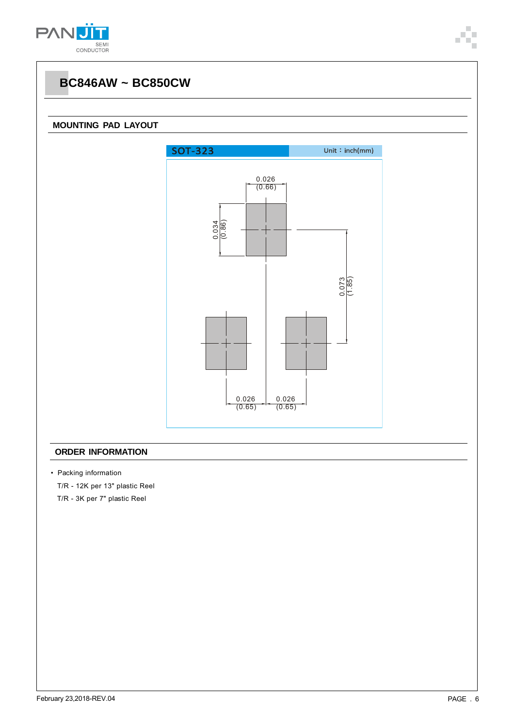# BC846AW ~ BC850CW

## MOUNTING PAD LAYOUT

SOT-323 Unit：inch(mm)

0.026 (0.66)

0.034 (0.86)

0.073 (1.85)

0.026 (0.65) 0.026 (0.65)

## ORDER INFORMATION

- Packing information

  T/R - 12K per 13" plastic Reel

  T/R - 3K per 7" plastic Reel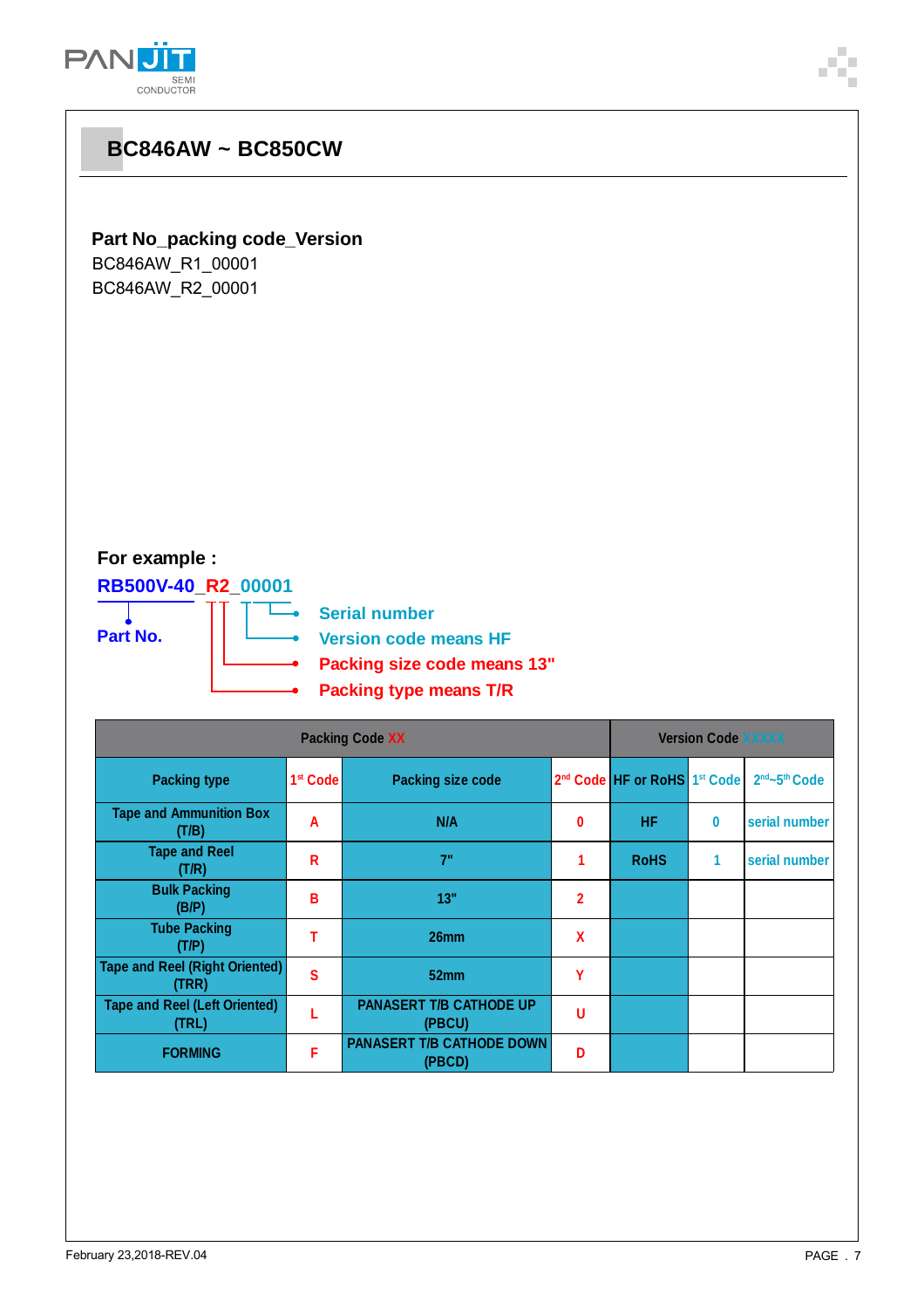## BC846AW ~ BC850CW

**Part No_packing code_Version**

BC846AW_R1_00001
BC846AW_R2_00001

**For example :**

**RB500V-40_R2_00001**

**Part No.**

- **Serial number**
- **Version code means HF**
- **Packing size code means 13"**
- **Packing type means T/R**

| Packing Code XX | | | | Version Code XXXXX | | |
|---|---|---|---|---|---|---|
| Packing type | 1st Code | Packing size code | 2nd Code | HF or RoHS | 1st Code | 2nd~5th Code |
| Tape and Ammunition Box (T/B) | A | N/A | 0 | HF | 0 | serial number |
| Tape and Reel (T/R) | R | 7" | 1 | RoHS | 1 | serial number |
| Bulk Packing (B/P) | B | 13" | 2 | | | |
| Tube Packing (T/P) | T | 26mm | X | | | |
| Tape and Reel (Right Oriented) (TRR) | S | 52mm | Y | | | |
| Tape and Reel (Left Oriented) (TRL) | L | PANASERT T/B CATHODE UP (PBCU) | U | | | |
| FORMING | F | PANASERT T/B CATHODE DOWN (PBCD) | D | | | |

February 23,2018-REV.04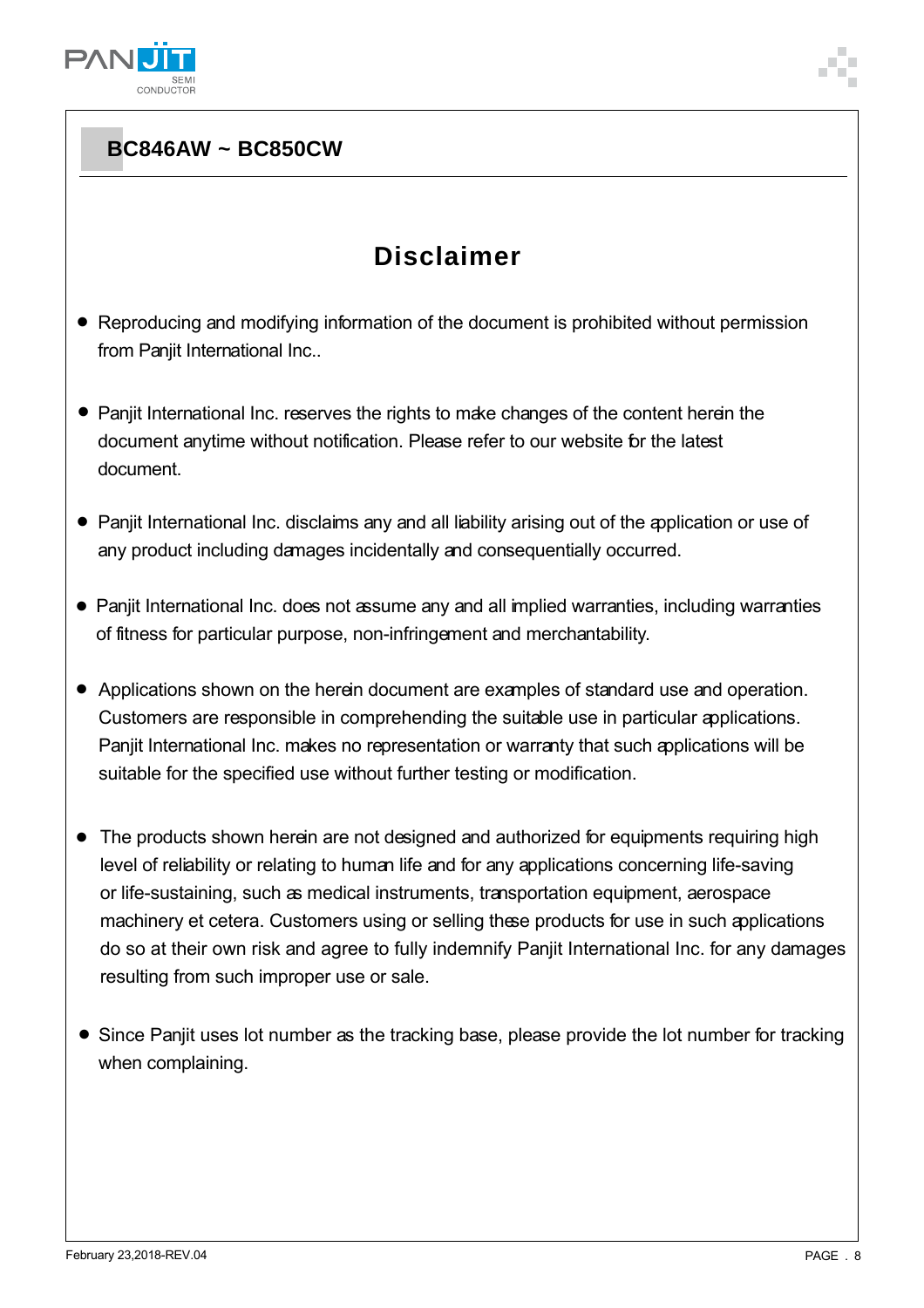# Disclaimer

- Reproducing and modifying information of the document is prohibited without permission from Panjit International Inc..
- Panjit International Inc. reserves the rights to make changes of the content herein the document anytime without notification. Please refer to our website for the latest document.
- Panjit International Inc. disclaims any and all liability arising out of the application or use of any product including damages incidentally and consequentially occurred.
- Panjit International Inc. does not assume any and all implied warranties, including warranties of fitness for particular purpose, non-infringement and merchantability.
- Applications shown on the herein document are examples of standard use and operation. Customers are responsible in comprehending the suitable use in particular applications. Panjit International Inc. makes no representation or warranty that such applications will be suitable for the specified use without further testing or modification.
- The products shown herein are not designed and authorized for equipments requiring high level of reliability or relating to human life and for any applications concerning life-saving or life-sustaining, such as medical instruments, transportation equipment, aerospace machinery et cetera. Customers using or selling these products for use in such applications do so at their own risk and agree to fully indemnify Panjit International Inc. for any damages resulting from such improper use or sale.
- Since Panjit uses lot number as the tracking base, please provide the lot number for tracking when complaining.